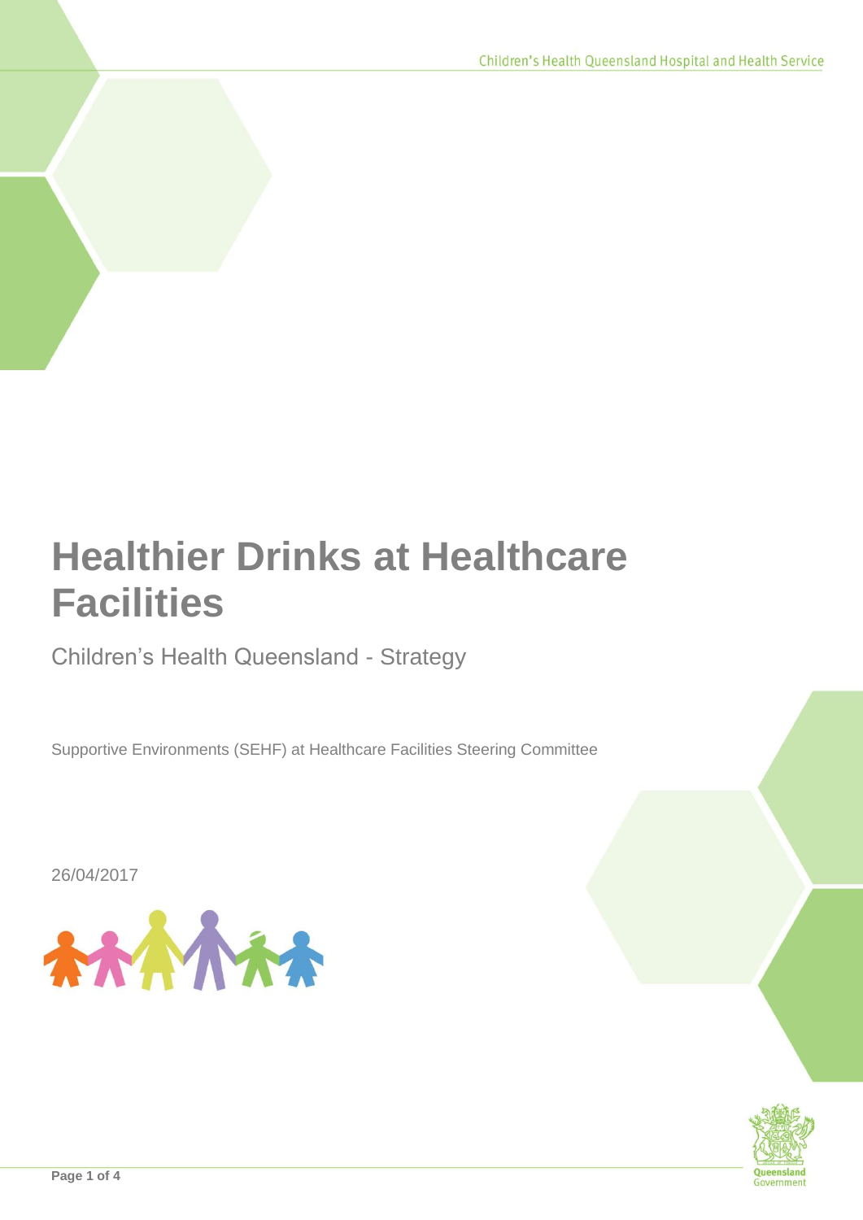# Healthier Drinks at Healthcare Facilities

Children's Health Queensland - Strategy

Supportive Environments (SEHF) at Healthcare Facilities Steering Committee

26/04/2017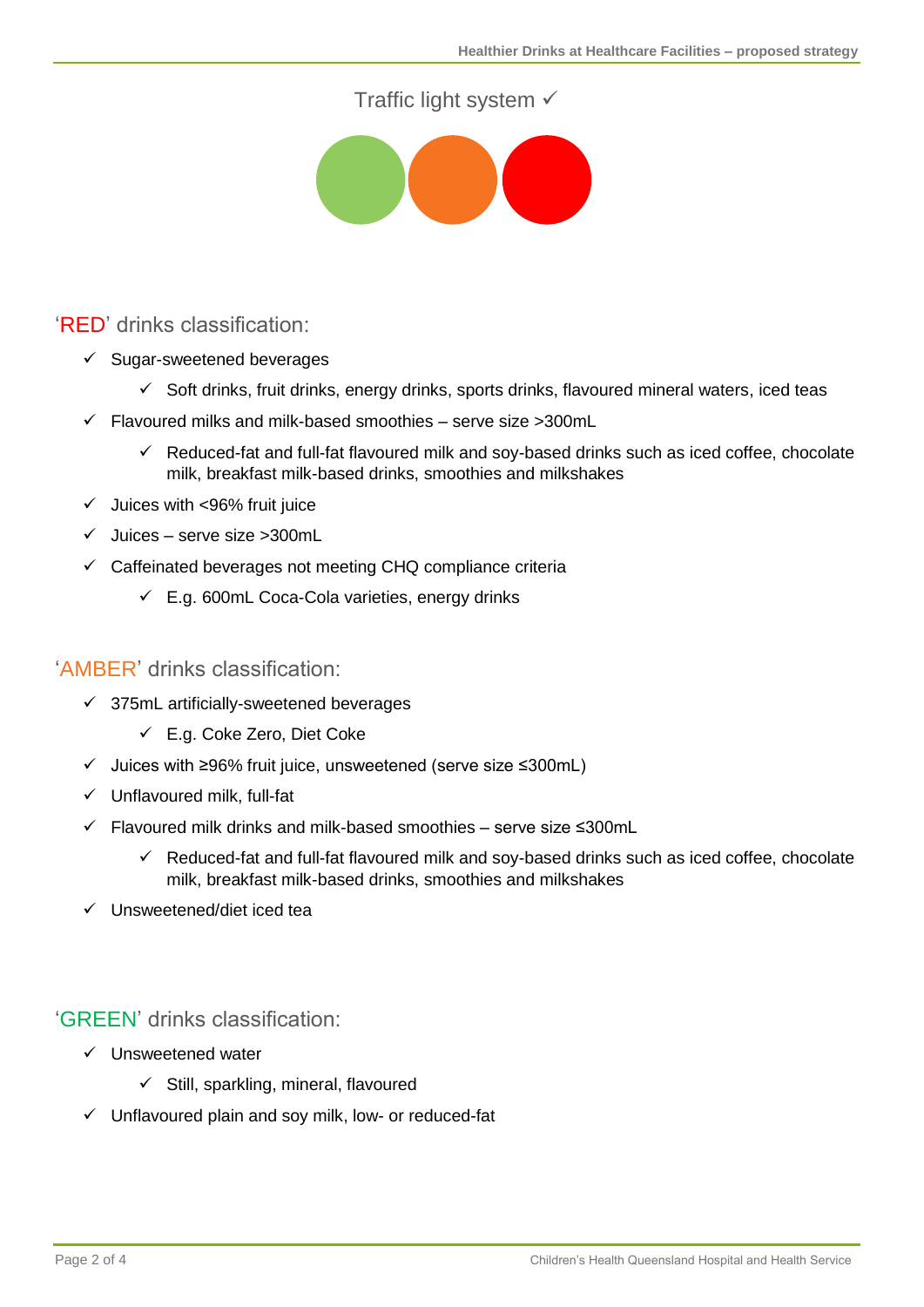## Traffic light system ✓

## 'RED' drinks classification:

- ✓ Sugar-sweetened beverages
  - ✓ Soft drinks, fruit drinks, energy drinks, sports drinks, flavoured mineral waters, iced teas
- ✓ Flavoured milks and milk-based smoothies – serve size >300mL
  - ✓ Reduced-fat and full-fat flavoured milk and soy-based drinks such as iced coffee, chocolate milk, breakfast milk-based drinks, smoothies and milkshakes
- ✓ Juices with <96% fruit juice
- ✓ Juices – serve size >300mL
- ✓ Caffeinated beverages not meeting CHQ compliance criteria
  - ✓ E.g. 600mL Coca-Cola varieties, energy drinks

## 'AMBER' drinks classification:

- ✓ 375mL artificially-sweetened beverages
  - ✓ E.g. Coke Zero, Diet Coke
- ✓ Juices with ≥96% fruit juice, unsweetened (serve size ≤300mL)
- ✓ Unflavoured milk, full-fat
- ✓ Flavoured milk drinks and milk-based smoothies – serve size ≤300mL
  - ✓ Reduced-fat and full-fat flavoured milk and soy-based drinks such as iced coffee, chocolate milk, breakfast milk-based drinks, smoothies and milkshakes
- ✓ Unsweetened/diet iced tea

## 'GREEN' drinks classification:

- ✓ Unsweetened water
  - ✓ Still, sparkling, mineral, flavoured
- ✓ Unflavoured plain and soy milk, low- or reduced-fat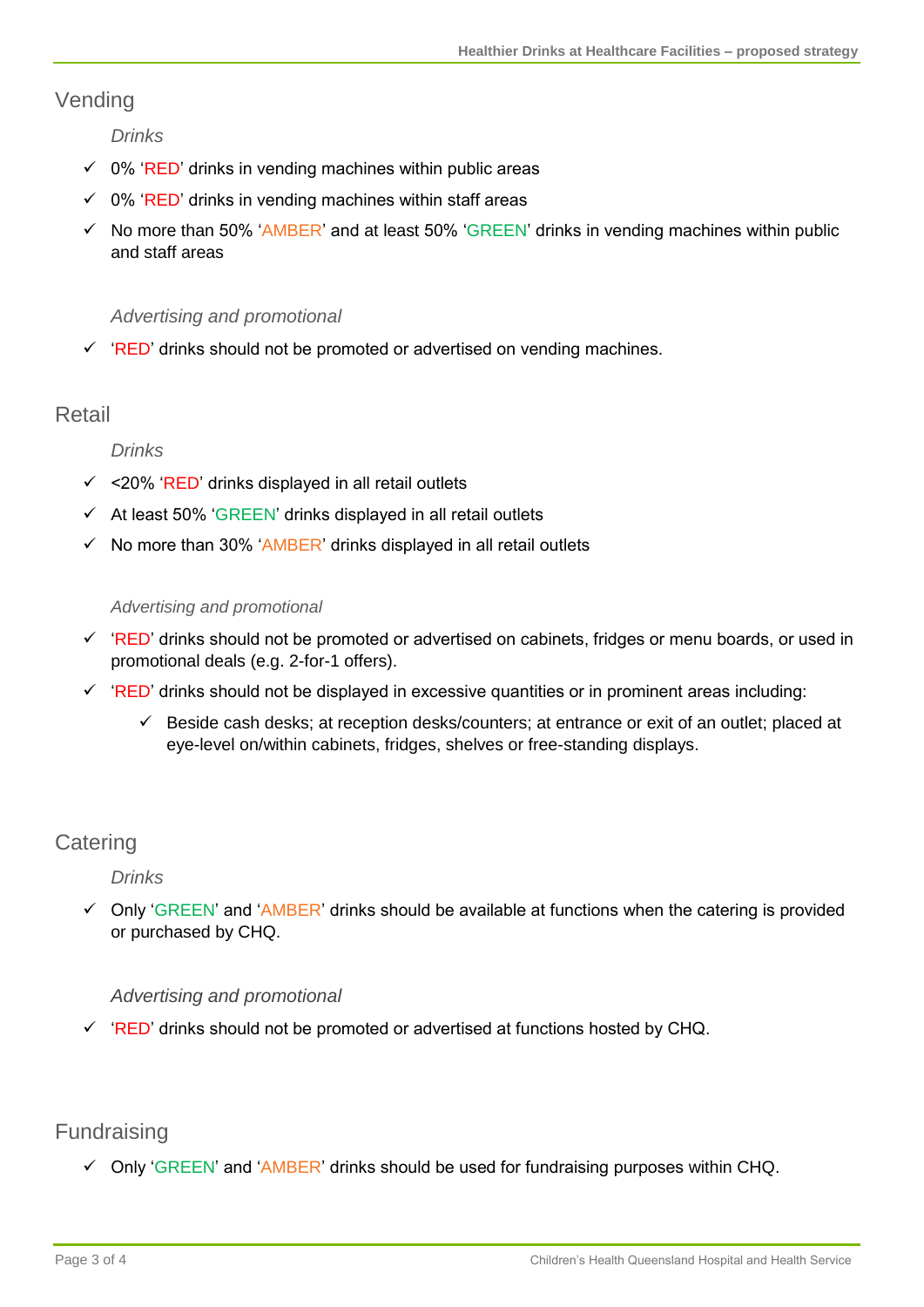## Vending

*Drinks*

- ✓ 0% 'RED' drinks in vending machines within public areas
- ✓ 0% 'RED' drinks in vending machines within staff areas
- ✓ No more than 50% 'AMBER' and at least 50% 'GREEN' drinks in vending machines within public and staff areas

*Advertising and promotional*

- ✓ 'RED' drinks should not be promoted or advertised on vending machines.

## Retail

*Drinks*

- ✓ <20% 'RED' drinks displayed in all retail outlets
- ✓ At least 50% 'GREEN' drinks displayed in all retail outlets
- ✓ No more than 30% 'AMBER' drinks displayed in all retail outlets

*Advertising and promotional*

- ✓ 'RED' drinks should not be promoted or advertised on cabinets, fridges or menu boards, or used in promotional deals (e.g. 2-for-1 offers).
- ✓ 'RED' drinks should not be displayed in excessive quantities or in prominent areas including:
  - ✓ Beside cash desks; at reception desks/counters; at entrance or exit of an outlet; placed at eye-level on/within cabinets, fridges, shelves or free-standing displays.

## Catering

*Drinks*

- ✓ Only 'GREEN' and 'AMBER' drinks should be available at functions when the catering is provided or purchased by CHQ.

*Advertising and promotional*

- ✓ 'RED' drinks should not be promoted or advertised at functions hosted by CHQ.

## Fundraising

- ✓ Only 'GREEN' and 'AMBER' drinks should be used for fundraising purposes within CHQ.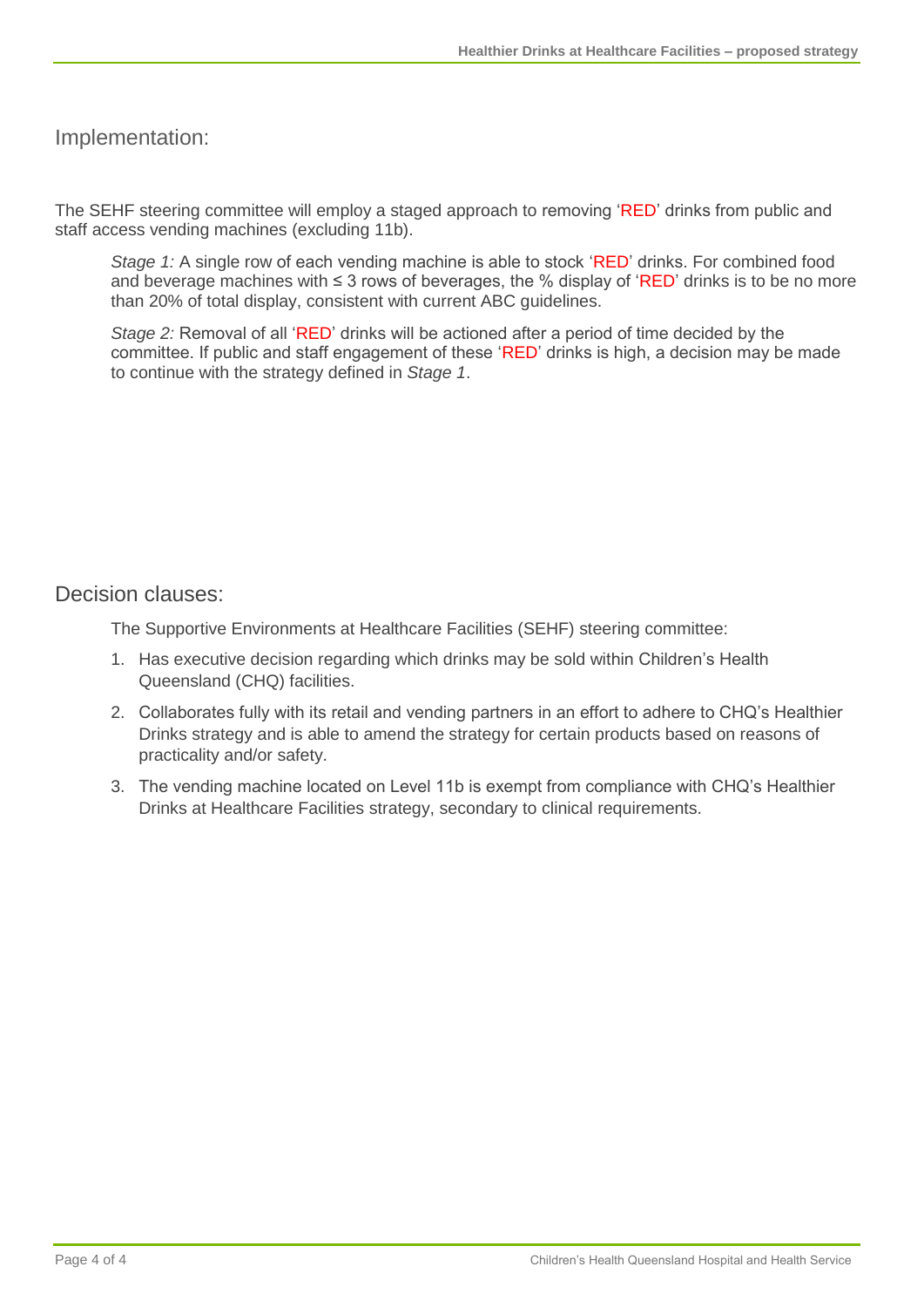## Implementation:

The SEHF steering committee will employ a staged approach to removing 'RED' drinks from public and staff access vending machines (excluding 11b).

*Stage 1:* A single row of each vending machine is able to stock 'RED' drinks. For combined food and beverage machines with ≤ 3 rows of beverages, the % display of 'RED' drinks is to be no more than 20% of total display, consistent with current ABC guidelines.

*Stage 2:* Removal of all 'RED' drinks will be actioned after a period of time decided by the committee. If public and staff engagement of these 'RED' drinks is high, a decision may be made to continue with the strategy defined in *Stage 1*.

## Decision clauses:

The Supportive Environments at Healthcare Facilities (SEHF) steering committee:

1. Has executive decision regarding which drinks may be sold within Children's Health Queensland (CHQ) facilities.
2. Collaborates fully with its retail and vending partners in an effort to adhere to CHQ's Healthier Drinks strategy and is able to amend the strategy for certain products based on reasons of practicality and/or safety.
3. The vending machine located on Level 11b is exempt from compliance with CHQ's Healthier Drinks at Healthcare Facilities strategy, secondary to clinical requirements.